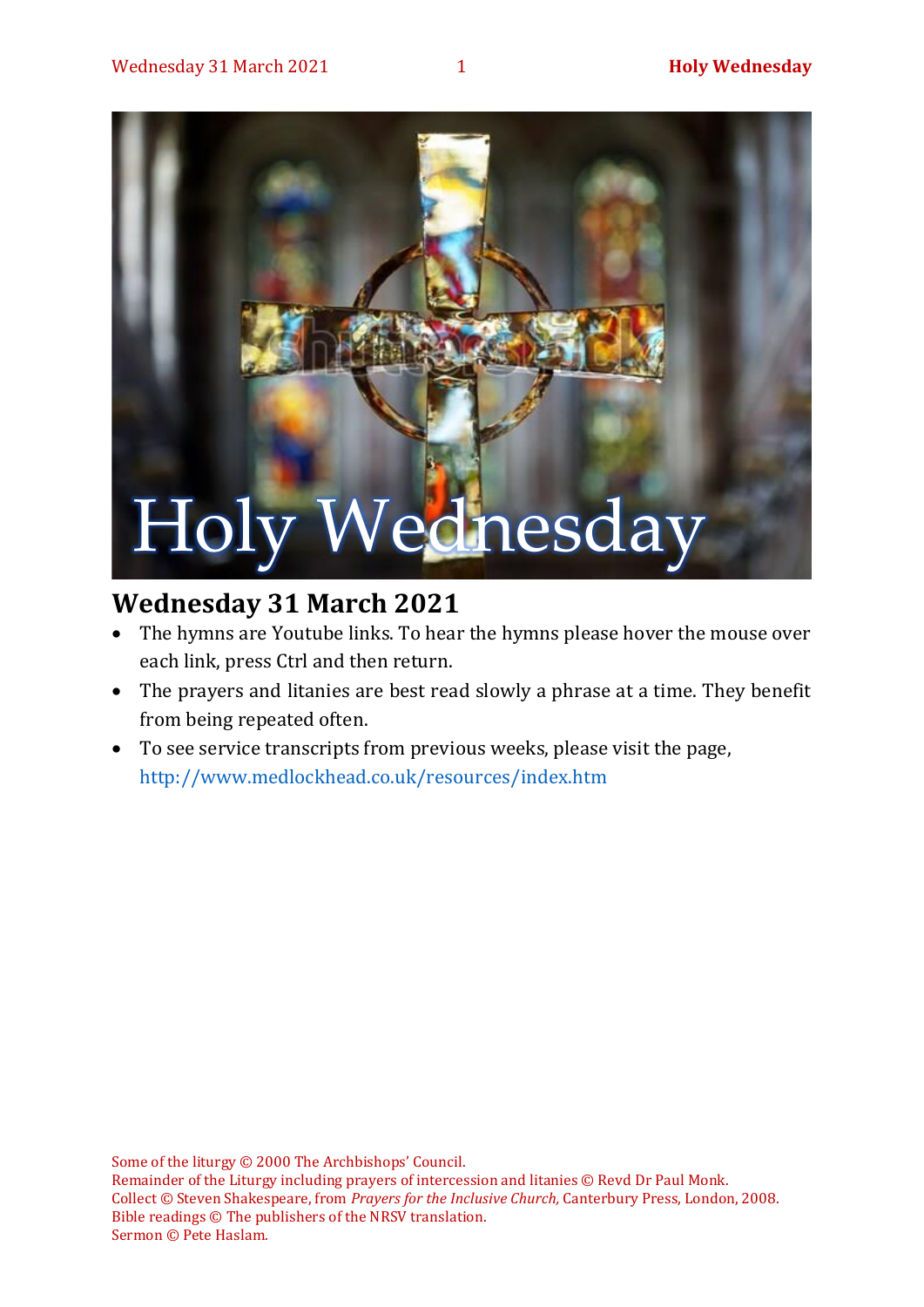# Holy Wednesday

## Wednesday 31 March 2021

- The hymns are Youtube links. To hear the hymns please hover the mouse over each link, press Ctrl and then return.
- The prayers and litanies are best read slowly a phrase at a time. They benefit from being repeated often.
- To see service transcripts from previous weeks, please visit the page, http://www.medlockhead.co.uk/resources/index.htm

Some of the liturgy © 2000 The Archbishops' Council.
Remainder of the Liturgy including prayers of intercession and litanies © Revd Dr Paul Monk.
Collect © Steven Shakespeare, from *Prayers for the Inclusive Church,* Canterbury Press, London, 2008.
Bible readings © The publishers of the NRSV translation.
Sermon © Pete Haslam.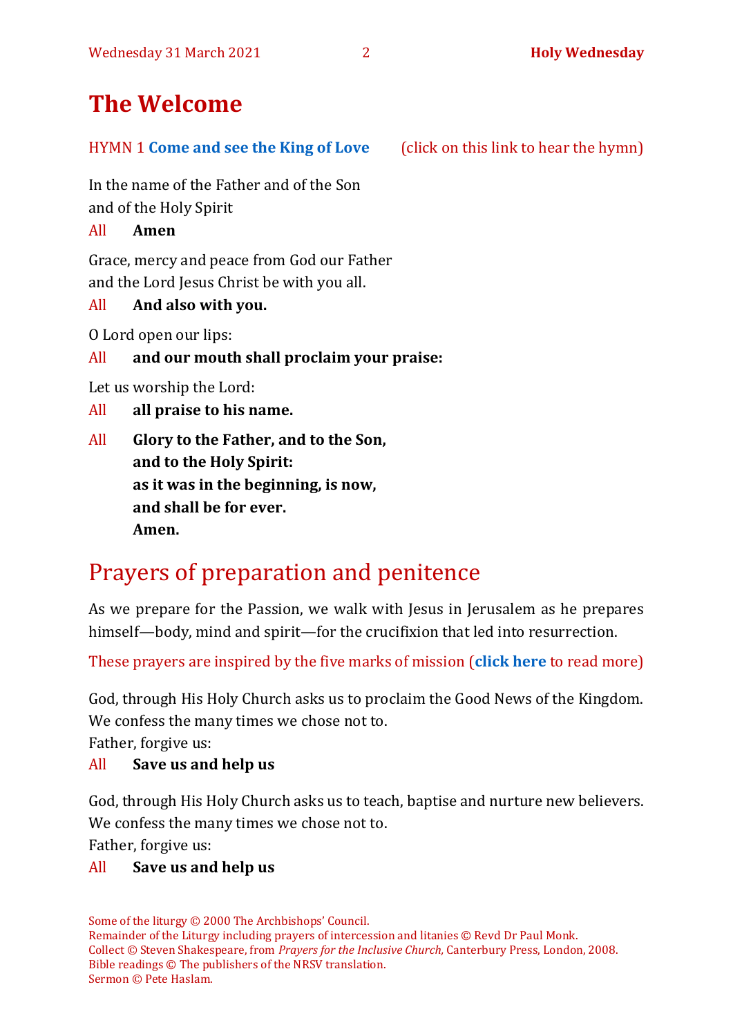# The Welcome

HYMN 1 **Come and see the King of Love** (click on this link to hear the hymn)

In the name of the Father and of the Son
and of the Holy Spirit

All **Amen**

Grace, mercy and peace from God our Father
and the Lord Jesus Christ be with you all.

All **And also with you.**

O Lord open our lips:

All **and our mouth shall proclaim your praise:**

Let us worship the Lord:

All **all praise to his name.**

All **Glory to the Father, and to the Son,**
**and to the Holy Spirit:**
**as it was in the beginning, is now,**
**and shall be for ever.**
**Amen.**

## Prayers of preparation and penitence

As we prepare for the Passion, we walk with Jesus in Jerusalem as he prepares himself—body, mind and spirit—for the crucifixion that led into resurrection.

These prayers are inspired by the five marks of mission (**click here** to read more)

God, through His Holy Church asks us to proclaim the Good News of the Kingdom.
We confess the many times we chose not to.
Father, forgive us:

All **Save us and help us**

God, through His Holy Church asks us to teach, baptise and nurture new believers.
We confess the many times we chose not to.
Father, forgive us:

All **Save us and help us**

Some of the liturgy © 2000 The Archbishops' Council.
Remainder of the Liturgy including prayers of intercession and litanies © Revd Dr Paul Monk.
Collect © Steven Shakespeare, from *Prayers for the Inclusive Church,* Canterbury Press, London, 2008.
Bible readings © The publishers of the NRSV translation.
Sermon © Pete Haslam.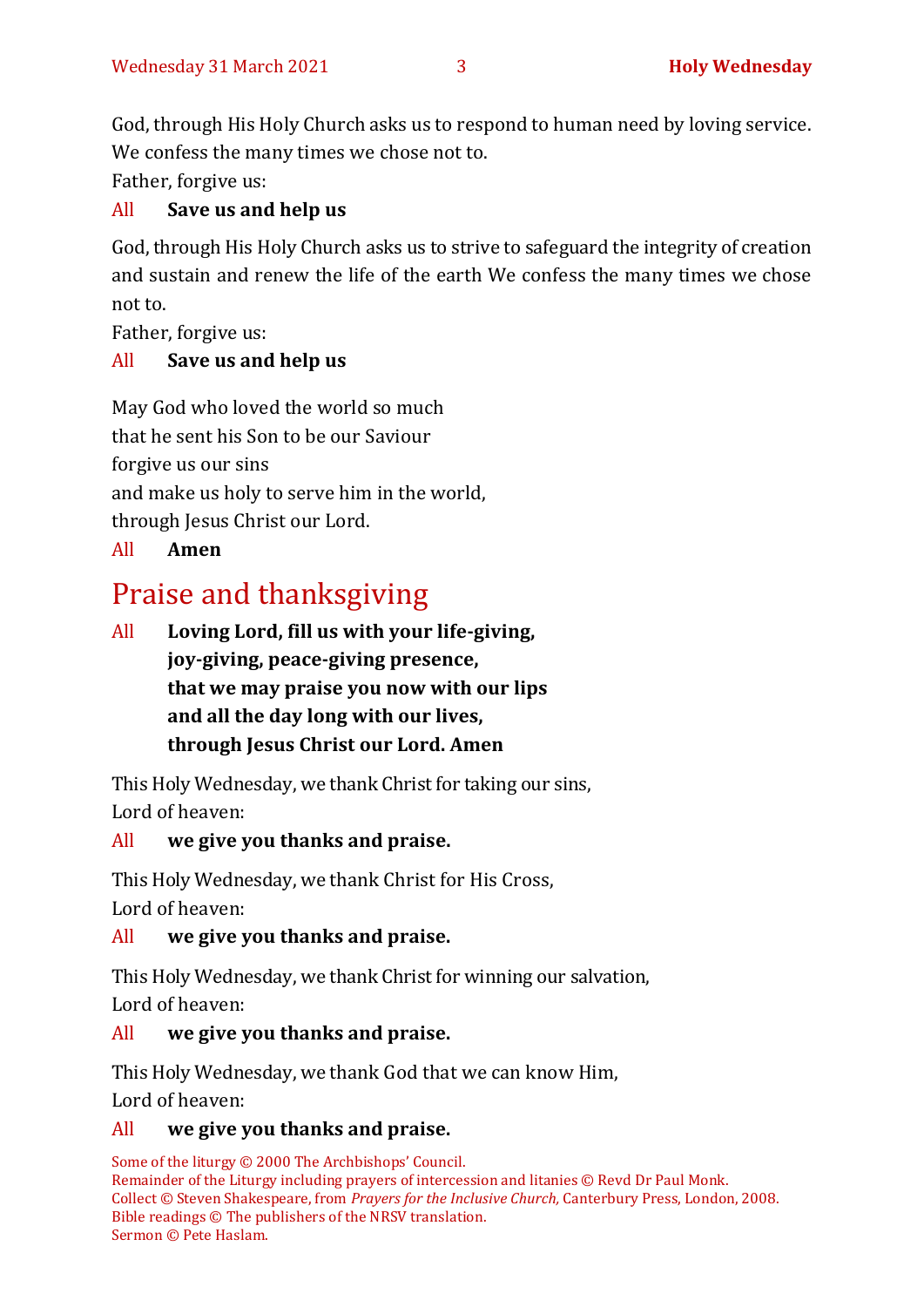God, through His Holy Church asks us to respond to human need by loving service. We confess the many times we chose not to.
Father, forgive us:

All **Save us and help us**

God, through His Holy Church asks us to strive to safeguard the integrity of creation and sustain and renew the life of the earth We confess the many times we chose not to.
Father, forgive us:

All **Save us and help us**

May God who loved the world so much
that he sent his Son to be our Saviour
forgive us our sins
and make us holy to serve him in the world,
through Jesus Christ our Lord.

All **Amen**

## Praise and thanksgiving

All **Loving Lord, fill us with your life-giving,**
**joy-giving, peace-giving presence,**
**that we may praise you now with our lips**
**and all the day long with our lives,**
**through Jesus Christ our Lord. Amen**

This Holy Wednesday, we thank Christ for taking our sins,
Lord of heaven:

All **we give you thanks and praise.**

This Holy Wednesday, we thank Christ for His Cross,
Lord of heaven:

All **we give you thanks and praise.**

This Holy Wednesday, we thank Christ for winning our salvation,
Lord of heaven:

All **we give you thanks and praise.**

This Holy Wednesday, we thank God that we can know Him,
Lord of heaven:

All **we give you thanks and praise.**

Some of the liturgy © 2000 The Archbishops' Council.
Remainder of the Liturgy including prayers of intercession and litanies © Revd Dr Paul Monk.
Collect © Steven Shakespeare, from *Prayers for the Inclusive Church,* Canterbury Press, London, 2008.
Bible readings © The publishers of the NRSV translation.
Sermon © Pete Haslam.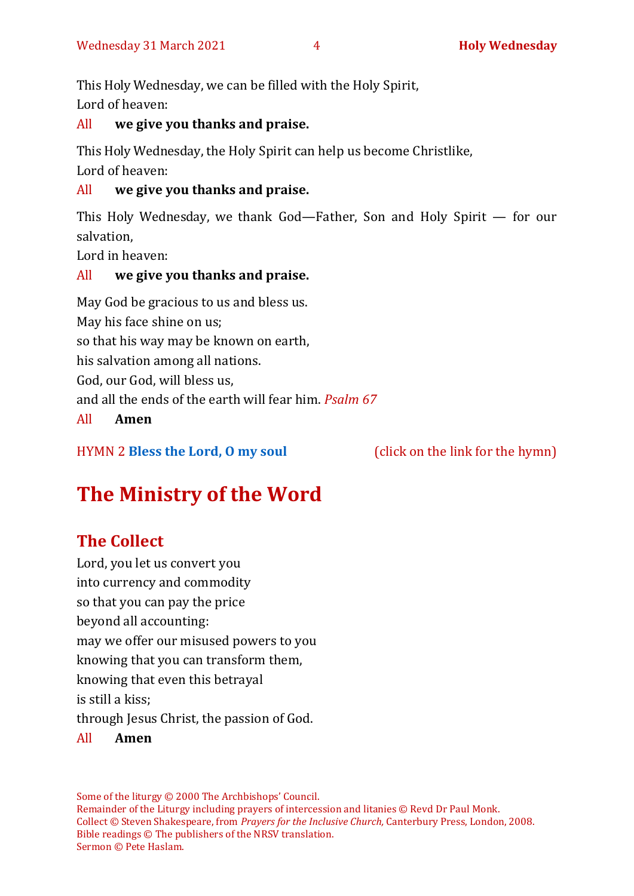This Holy Wednesday, we can be filled with the Holy Spirit,
Lord of heaven:

All **we give you thanks and praise.**

This Holy Wednesday, the Holy Spirit can help us become Christlike,
Lord of heaven:

All **we give you thanks and praise.**

This Holy Wednesday, we thank God—Father, Son and Holy Spirit — for our salvation,
Lord in heaven:

All **we give you thanks and praise.**

May God be gracious to us and bless us.
May his face shine on us;
so that his way may be known on earth,
his salvation among all nations.
God, our God, will bless us,
and all the ends of the earth will fear him. *Psalm 67*

All **Amen**

HYMN 2 **Bless the Lord, O my soul** (click on the link for the hymn)

# The Ministry of the Word

## The Collect

Lord, you let us convert you
into currency and commodity
so that you can pay the price
beyond all accounting:
may we offer our misused powers to you
knowing that you can transform them,
knowing that even this betrayal
is still a kiss;
through Jesus Christ, the passion of God.

All **Amen**

Some of the liturgy © 2000 The Archbishops' Council.
Remainder of the Liturgy including prayers of intercession and litanies © Revd Dr Paul Monk.
Collect © Steven Shakespeare, from *Prayers for the Inclusive Church,* Canterbury Press, London, 2008.
Bible readings © The publishers of the NRSV translation.
Sermon © Pete Haslam.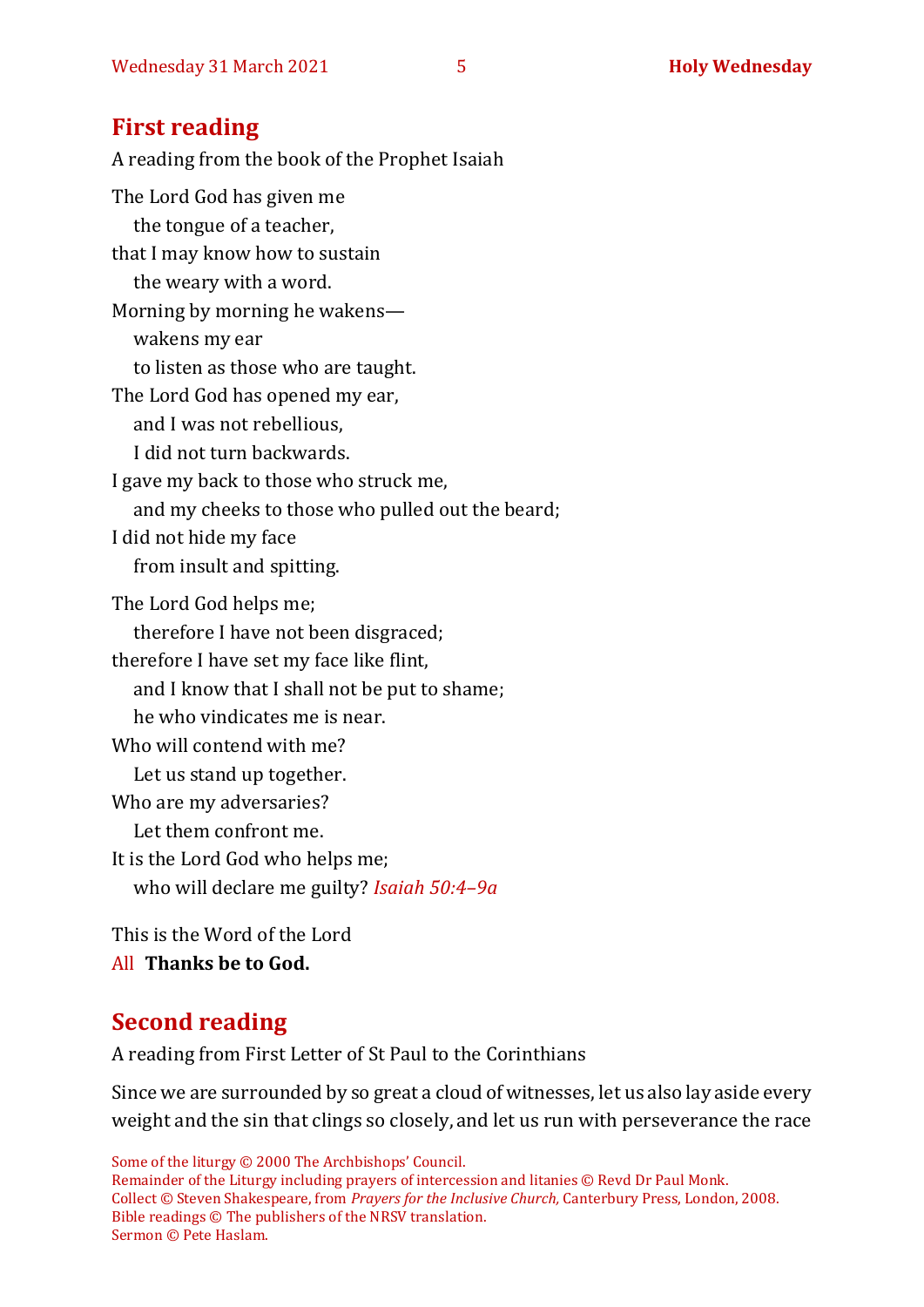## First reading

A reading from the book of the Prophet Isaiah

The Lord God has given me  
  the tongue of a teacher,  
that I may know how to sustain  
  the weary with a word.  
Morning by morning he wakens—  
  wakens my ear  
  to listen as those who are taught.  
The Lord God has opened my ear,  
  and I was not rebellious,  
  I did not turn backwards.  
I gave my back to those who struck me,  
  and my cheeks to those who pulled out the beard;  
I did not hide my face  
  from insult and spitting.

The Lord God helps me;  
  therefore I have not been disgraced;  
therefore I have set my face like flint,  
  and I know that I shall not be put to shame;  
  he who vindicates me is near.  
Who will contend with me?  
  Let us stand up together.  
Who are my adversaries?  
  Let them confront me.  
It is the Lord God who helps me;  
  who will declare me guilty? *Isaiah 50:4–9a*

This is the Word of the Lord  
All **Thanks be to God.**

## Second reading

A reading from First Letter of St Paul to the Corinthians

Since we are surrounded by so great a cloud of witnesses, let us also lay aside every weight and the sin that clings so closely, and let us run with perseverance the race

Some of the liturgy © 2000 The Archbishops' Council.  
Remainder of the Liturgy including prayers of intercession and litanies © Revd Dr Paul Monk.  
Collect © Steven Shakespeare, from *Prayers for the Inclusive Church,* Canterbury Press, London, 2008.  
Bible readings © The publishers of the NRSV translation.  
Sermon © Pete Haslam.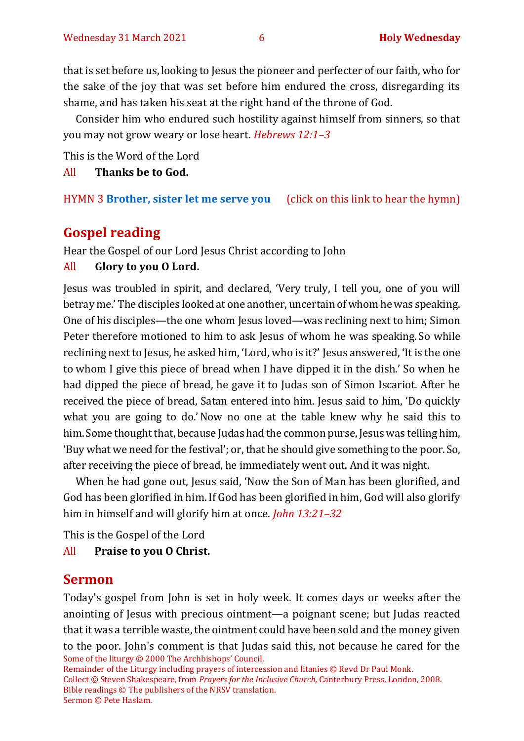that is set before us, looking to Jesus the pioneer and perfecter of our faith, who for the sake of the joy that was set before him endured the cross, disregarding its shame, and has taken his seat at the right hand of the throne of God.

Consider him who endured such hostility against himself from sinners, so that you may not grow weary or lose heart. *Hebrews 12:1–3*

This is the Word of the Lord

All **Thanks be to God.**

HYMN 3 **Brother, sister let me serve you** (click on this link to hear the hymn)

## Gospel reading

Hear the Gospel of our Lord Jesus Christ according to John

All **Glory to you O Lord.**

Jesus was troubled in spirit, and declared, 'Very truly, I tell you, one of you will betray me.' The disciples looked at one another, uncertain of whom he was speaking. One of his disciples—the one whom Jesus loved—was reclining next to him; Simon Peter therefore motioned to him to ask Jesus of whom he was speaking. So while reclining next to Jesus, he asked him, 'Lord, who is it?' Jesus answered, 'It is the one to whom I give this piece of bread when I have dipped it in the dish.' So when he had dipped the piece of bread, he gave it to Judas son of Simon Iscariot. After he received the piece of bread, Satan entered into him. Jesus said to him, 'Do quickly what you are going to do.' Now no one at the table knew why he said this to him. Some thought that, because Judas had the common purse, Jesus was telling him, 'Buy what we need for the festival'; or, that he should give something to the poor. So, after receiving the piece of bread, he immediately went out. And it was night.

When he had gone out, Jesus said, 'Now the Son of Man has been glorified, and God has been glorified in him. If God has been glorified in him, God will also glorify him in himself and will glorify him at once. *John 13:21–32*

This is the Gospel of the Lord

All **Praise to you O Christ.**

## Sermon

Today's gospel from John is set in holy week. It comes days or weeks after the anointing of Jesus with precious ointment—a poignant scene; but Judas reacted that it was a terrible waste, the ointment could have been sold and the money given to the poor. John's comment is that Judas said this, not because he cared for the

Some of the liturgy © 2000 The Archbishops' Council.
Remainder of the Liturgy including prayers of intercession and litanies © Revd Dr Paul Monk.
Collect © Steven Shakespeare, from *Prayers for the Inclusive Church,* Canterbury Press, London, 2008.
Bible readings © The publishers of the NRSV translation.
Sermon © Pete Haslam.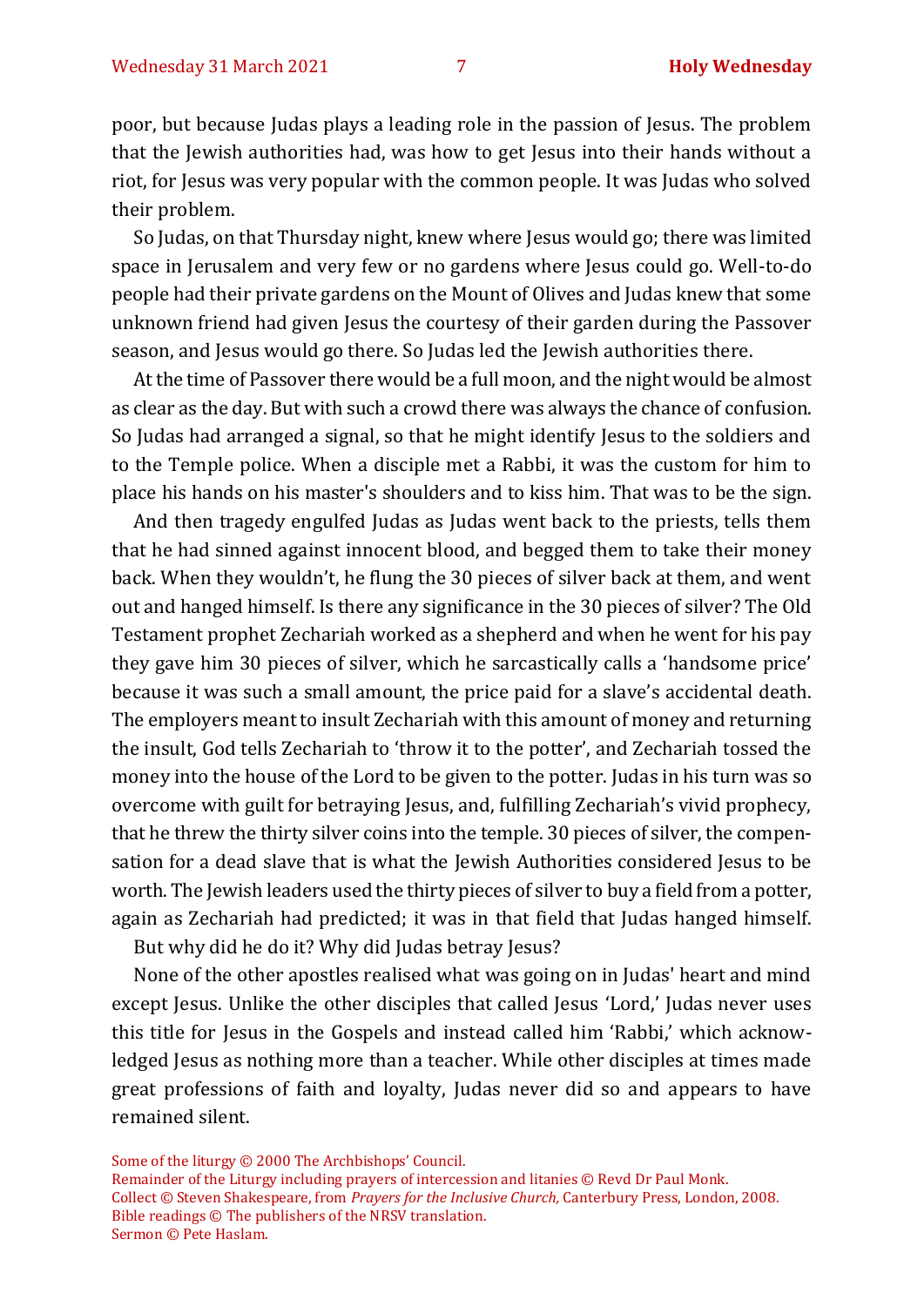poor, but because Judas plays a leading role in the passion of Jesus. The problem that the Jewish authorities had, was how to get Jesus into their hands without a riot, for Jesus was very popular with the common people. It was Judas who solved their problem.

So Judas, on that Thursday night, knew where Jesus would go; there was limited space in Jerusalem and very few or no gardens where Jesus could go. Well-to-do people had their private gardens on the Mount of Olives and Judas knew that some unknown friend had given Jesus the courtesy of their garden during the Passover season, and Jesus would go there. So Judas led the Jewish authorities there.

At the time of Passover there would be a full moon, and the night would be almost as clear as the day. But with such a crowd there was always the chance of confusion. So Judas had arranged a signal, so that he might identify Jesus to the soldiers and to the Temple police. When a disciple met a Rabbi, it was the custom for him to place his hands on his master's shoulders and to kiss him. That was to be the sign.

And then tragedy engulfed Judas as Judas went back to the priests, tells them that he had sinned against innocent blood, and begged them to take their money back. When they wouldn't, he flung the 30 pieces of silver back at them, and went out and hanged himself. Is there any significance in the 30 pieces of silver? The Old Testament prophet Zechariah worked as a shepherd and when he went for his pay they gave him 30 pieces of silver, which he sarcastically calls a 'handsome price' because it was such a small amount, the price paid for a slave's accidental death. The employers meant to insult Zechariah with this amount of money and returning the insult, God tells Zechariah to 'throw it to the potter', and Zechariah tossed the money into the house of the Lord to be given to the potter. Judas in his turn was so overcome with guilt for betraying Jesus, and, fulfilling Zechariah's vivid prophecy, that he threw the thirty silver coins into the temple. 30 pieces of silver, the compensation for a dead slave that is what the Jewish Authorities considered Jesus to be worth. The Jewish leaders used the thirty pieces of silver to buy a field from a potter, again as Zechariah had predicted; it was in that field that Judas hanged himself.

But why did he do it? Why did Judas betray Jesus?

None of the other apostles realised what was going on in Judas' heart and mind except Jesus. Unlike the other disciples that called Jesus 'Lord,' Judas never uses this title for Jesus in the Gospels and instead called him 'Rabbi,' which acknowledged Jesus as nothing more than a teacher. While other disciples at times made great professions of faith and loyalty, Judas never did so and appears to have remained silent.

Some of the liturgy © 2000 The Archbishops' Council.
Remainder of the Liturgy including prayers of intercession and litanies © Revd Dr Paul Monk.
Collect © Steven Shakespeare, from *Prayers for the Inclusive Church,* Canterbury Press, London, 2008.
Bible readings © The publishers of the NRSV translation.
Sermon © Pete Haslam.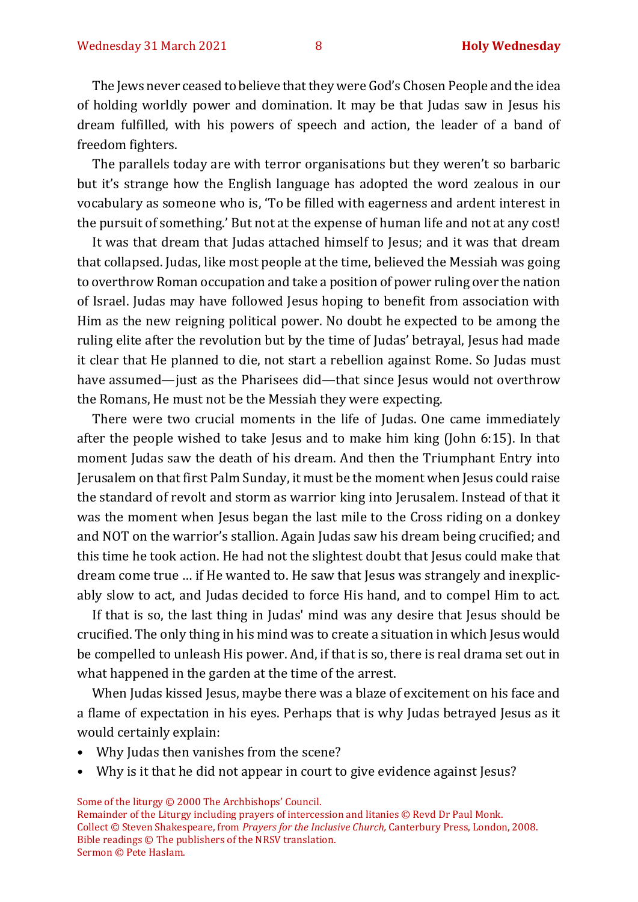The Jews never ceased to believe that they were God's Chosen People and the idea of holding worldly power and domination. It may be that Judas saw in Jesus his dream fulfilled, with his powers of speech and action, the leader of a band of freedom fighters.

The parallels today are with terror organisations but they weren't so barbaric but it's strange how the English language has adopted the word zealous in our vocabulary as someone who is, 'To be filled with eagerness and ardent interest in the pursuit of something.' But not at the expense of human life and not at any cost!

It was that dream that Judas attached himself to Jesus; and it was that dream that collapsed. Judas, like most people at the time, believed the Messiah was going to overthrow Roman occupation and take a position of power ruling over the nation of Israel. Judas may have followed Jesus hoping to benefit from association with Him as the new reigning political power. No doubt he expected to be among the ruling elite after the revolution but by the time of Judas' betrayal, Jesus had made it clear that He planned to die, not start a rebellion against Rome. So Judas must have assumed—just as the Pharisees did—that since Jesus would not overthrow the Romans, He must not be the Messiah they were expecting.

There were two crucial moments in the life of Judas. One came immediately after the people wished to take Jesus and to make him king (John 6:15). In that moment Judas saw the death of his dream. And then the Triumphant Entry into Jerusalem on that first Palm Sunday, it must be the moment when Jesus could raise the standard of revolt and storm as warrior king into Jerusalem. Instead of that it was the moment when Jesus began the last mile to the Cross riding on a donkey and NOT on the warrior's stallion. Again Judas saw his dream being crucified; and this time he took action. He had not the slightest doubt that Jesus could make that dream come true … if He wanted to. He saw that Jesus was strangely and inexplicably slow to act, and Judas decided to force His hand, and to compel Him to act.

If that is so, the last thing in Judas' mind was any desire that Jesus should be crucified. The only thing in his mind was to create a situation in which Jesus would be compelled to unleash His power. And, if that is so, there is real drama set out in what happened in the garden at the time of the arrest.

When Judas kissed Jesus, maybe there was a blaze of excitement on his face and a flame of expectation in his eyes. Perhaps that is why Judas betrayed Jesus as it would certainly explain:

- Why Judas then vanishes from the scene?
- Why is it that he did not appear in court to give evidence against Jesus?

Some of the liturgy © 2000 The Archbishops' Council.
Remainder of the Liturgy including prayers of intercession and litanies © Revd Dr Paul Monk.
Collect © Steven Shakespeare, from *Prayers for the Inclusive Church,* Canterbury Press, London, 2008.
Bible readings © The publishers of the NRSV translation.
Sermon © Pete Haslam.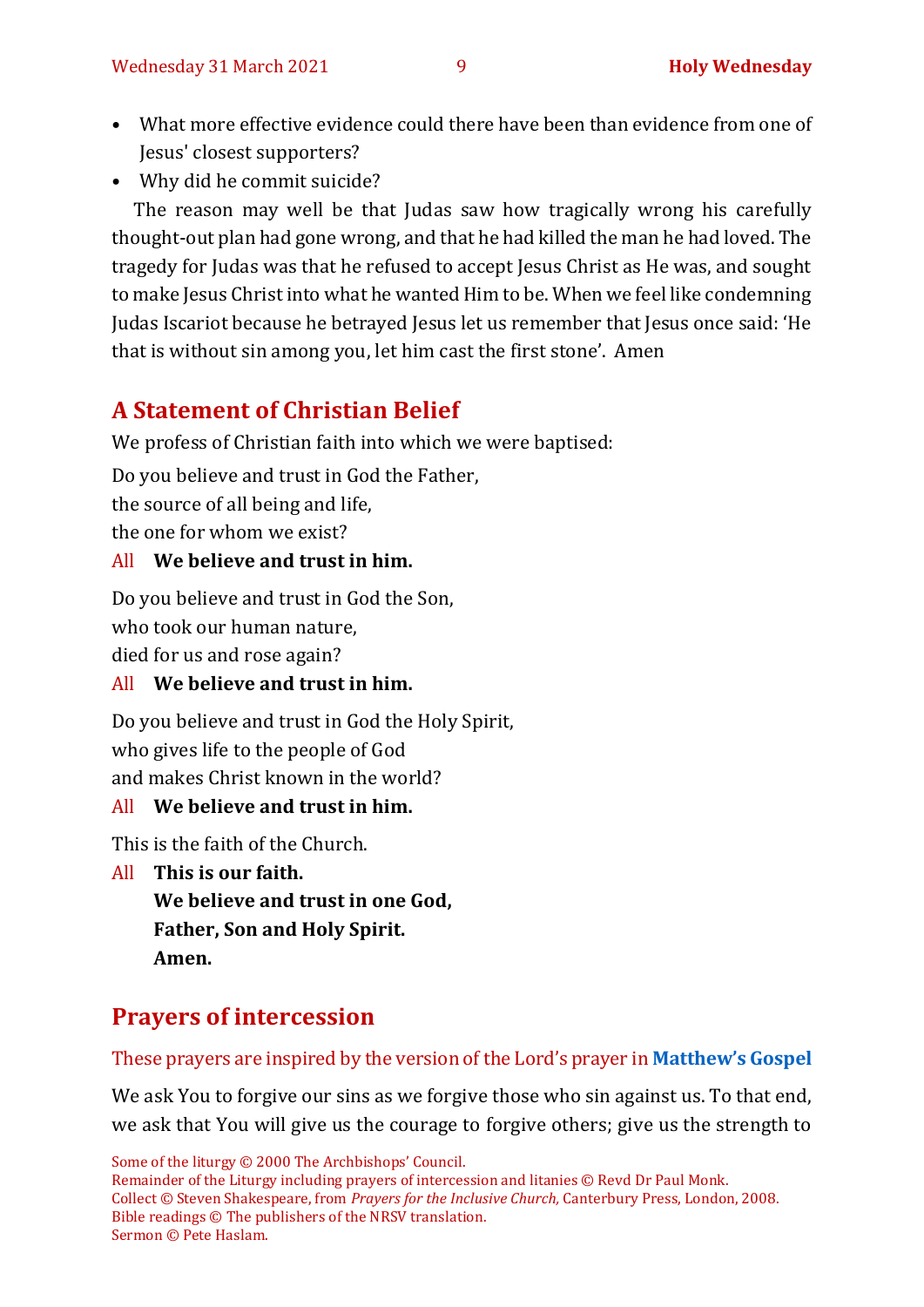- What more effective evidence could there have been than evidence from one of Jesus' closest supporters?
- Why did he commit suicide?

The reason may well be that Judas saw how tragically wrong his carefully thought-out plan had gone wrong, and that he had killed the man he had loved. The tragedy for Judas was that he refused to accept Jesus Christ as He was, and sought to make Jesus Christ into what he wanted Him to be. When we feel like condemning Judas Iscariot because he betrayed Jesus let us remember that Jesus once said: 'He that is without sin among you, let him cast the first stone'. Amen

## A Statement of Christian Belief

We profess of Christian faith into which we were baptised:

Do you believe and trust in God the Father,
the source of all being and life,
the one for whom we exist?

All **We believe and trust in him.**

Do you believe and trust in God the Son,
who took our human nature,
died for us and rose again?

All **We believe and trust in him.**

Do you believe and trust in God the Holy Spirit,
who gives life to the people of God
and makes Christ known in the world?

All **We believe and trust in him.**

This is the faith of the Church.

All **This is our faith.**
**We believe and trust in one God,**
**Father, Son and Holy Spirit.**
**Amen.**

## Prayers of intercession

These prayers are inspired by the version of the Lord's prayer in **Matthew's Gospel**

We ask You to forgive our sins as we forgive those who sin against us. To that end, we ask that You will give us the courage to forgive others; give us the strength to

Some of the liturgy © 2000 The Archbishops' Council.
Remainder of the Liturgy including prayers of intercession and litanies © Revd Dr Paul Monk.
Collect © Steven Shakespeare, from *Prayers for the Inclusive Church,* Canterbury Press, London, 2008.
Bible readings © The publishers of the NRSV translation.
Sermon © Pete Haslam.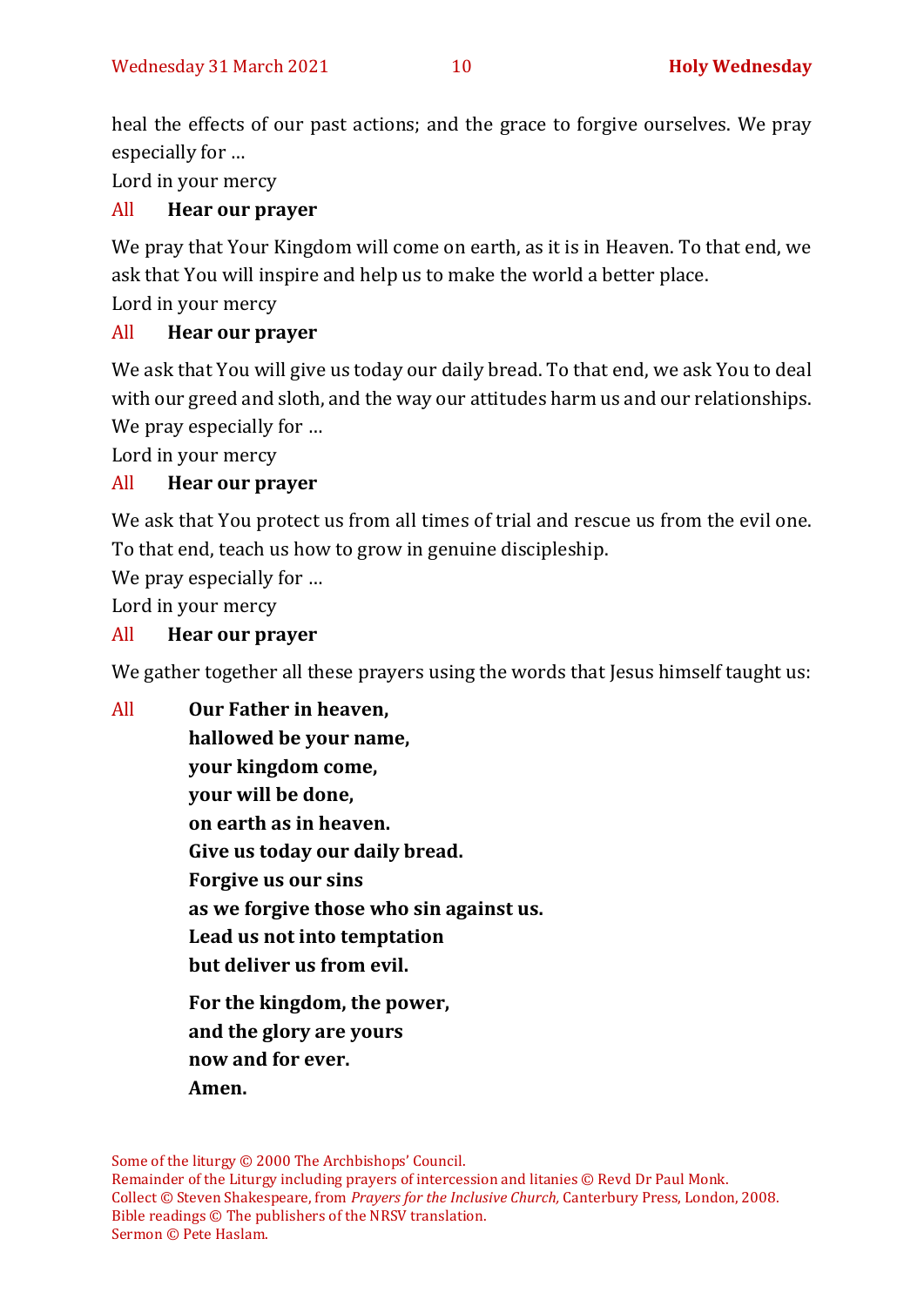heal the effects of our past actions; and the grace to forgive ourselves. We pray especially for …

Lord in your mercy

All **Hear our prayer**

We pray that Your Kingdom will come on earth, as it is in Heaven. To that end, we ask that You will inspire and help us to make the world a better place.

Lord in your mercy

All **Hear our prayer**

We ask that You will give us today our daily bread. To that end, we ask You to deal with our greed and sloth, and the way our attitudes harm us and our relationships. We pray especially for …

Lord in your mercy

All **Hear our prayer**

We ask that You protect us from all times of trial and rescue us from the evil one. To that end, teach us how to grow in genuine discipleship.

We pray especially for …

Lord in your mercy

All **Hear our prayer**

We gather together all these prayers using the words that Jesus himself taught us:

All **Our Father in heaven,**
**hallowed be your name,**
**your kingdom come,**
**your will be done,**
**on earth as in heaven.**
**Give us today our daily bread.**
**Forgive us our sins**
**as we forgive those who sin against us.**
**Lead us not into temptation**
**but deliver us from evil.**

**For the kingdom, the power,**
**and the glory are yours**
**now and for ever.**
**Amen.**

Some of the liturgy © 2000 The Archbishops' Council.
Remainder of the Liturgy including prayers of intercession and litanies © Revd Dr Paul Monk.
Collect © Steven Shakespeare, from *Prayers for the Inclusive Church,* Canterbury Press, London, 2008.
Bible readings © The publishers of the NRSV translation.
Sermon © Pete Haslam.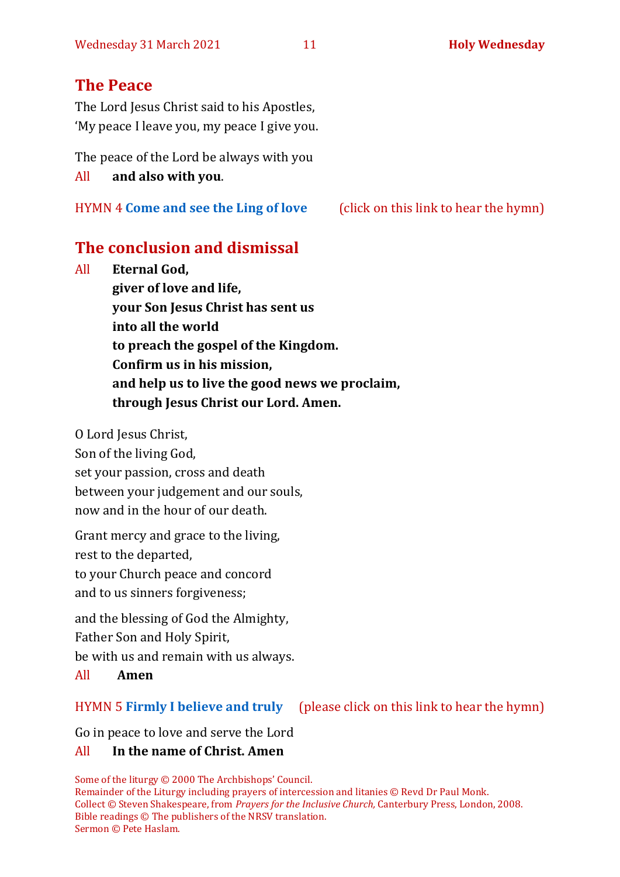## The Peace

The Lord Jesus Christ said to his Apostles,
'My peace I leave you, my peace I give you.

The peace of the Lord be always with you
All **and also with you**.

HYMN 4 **Come and see the Ling of love** (click on this link to hear the hymn)

## The conclusion and dismissal

All **Eternal God,**
**giver of love and life,**
**your Son Jesus Christ has sent us**
**into all the world**
**to preach the gospel of the Kingdom.**
**Confirm us in his mission,**
**and help us to live the good news we proclaim,**
**through Jesus Christ our Lord. Amen.**

O Lord Jesus Christ,
Son of the living God,
set your passion, cross and death
between your judgement and our souls,
now and in the hour of our death.

Grant mercy and grace to the living,
rest to the departed,
to your Church peace and concord
and to us sinners forgiveness;

and the blessing of God the Almighty,
Father Son and Holy Spirit,
be with us and remain with us always.
All **Amen**

HYMN 5 **Firmly I believe and truly** (please click on this link to hear the hymn)

Go in peace to love and serve the Lord
All **In the name of Christ. Amen**

Some of the liturgy © 2000 The Archbishops' Council.
Remainder of the Liturgy including prayers of intercession and litanies © Revd Dr Paul Monk.
Collect © Steven Shakespeare, from *Prayers for the Inclusive Church,* Canterbury Press, London, 2008.
Bible readings © The publishers of the NRSV translation.
Sermon © Pete Haslam.